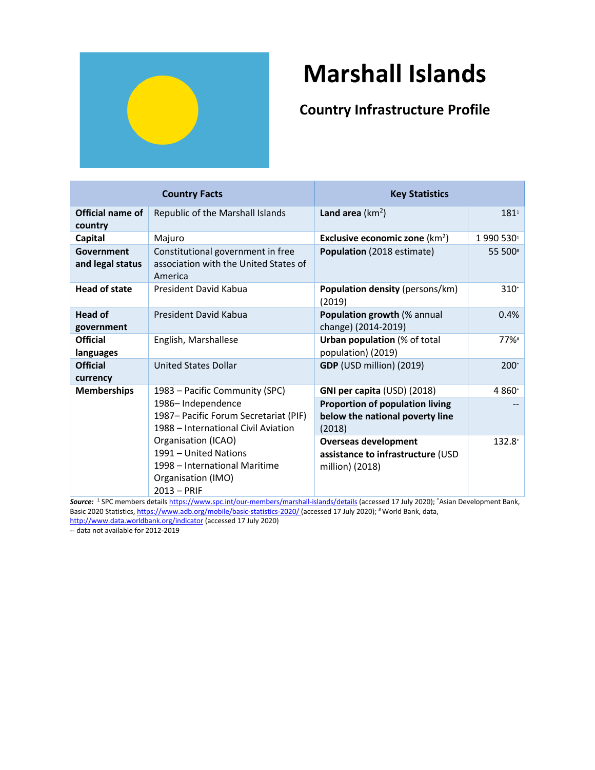# Marshall Islands

## Country Infrastructure Profile

| Country Facts | | Key Statistics | |
|---|---|---|---|
| **Official name of country** | Republic of the Marshall Islands | **Land area** ($km^2$) | 181[1] |
| **Capital** | Majuro | **Exclusive economic zone** ($km^2$) | 1 990 530[1] |
| **Government and legal status** | Constitutional government in free association with the United States of America | **Population** (2018 estimate) | 55 500[#] |
| **Head of state** | President David Kabua | **Population density** (persons/km) (2019) | 310[*] |
| **Head of government** | President David Kabua | **Population growth** (% annual change) (2014-2019) | 0.4% |
| **Official languages** | English, Marshallese | **Urban population** (% of total population) (2019) | 77%[#] |
| **Official currency** | United States Dollar | **GDP** (USD million) (2019) | 200[*] |
| **Memberships** | 1983 – Pacific Community (SPC)<br>1986– Independence<br>1987– Pacific Forum Secretariat (PIF)<br>1988 – International Civil Aviation Organisation (ICAO)<br>1991 – United Nations<br>1998 – International Maritime Organisation (IMO)<br>2013 – PRIF | **GNI per capita** (USD) (2018) | 4 860[*] |
| | | **Proportion of population living below the national poverty line** (2018) | -- |
| | | **Overseas development assistance to infrastructure** (USD million) (2018) | 132.8[*] |

***Source:*** [1] SPC members details https://www.spc.int/our-members/marshall-islands/details (accessed 17 July 2020); [*]Asian Development Bank, Basic 2020 Statistics, https://www.adb.org/mobile/basic-statistics-2020/ (accessed 17 July 2020); [#] World Bank, data, http://www.data.worldbank.org/indicator (accessed 17 July 2020)

-- data not available for 2012-2019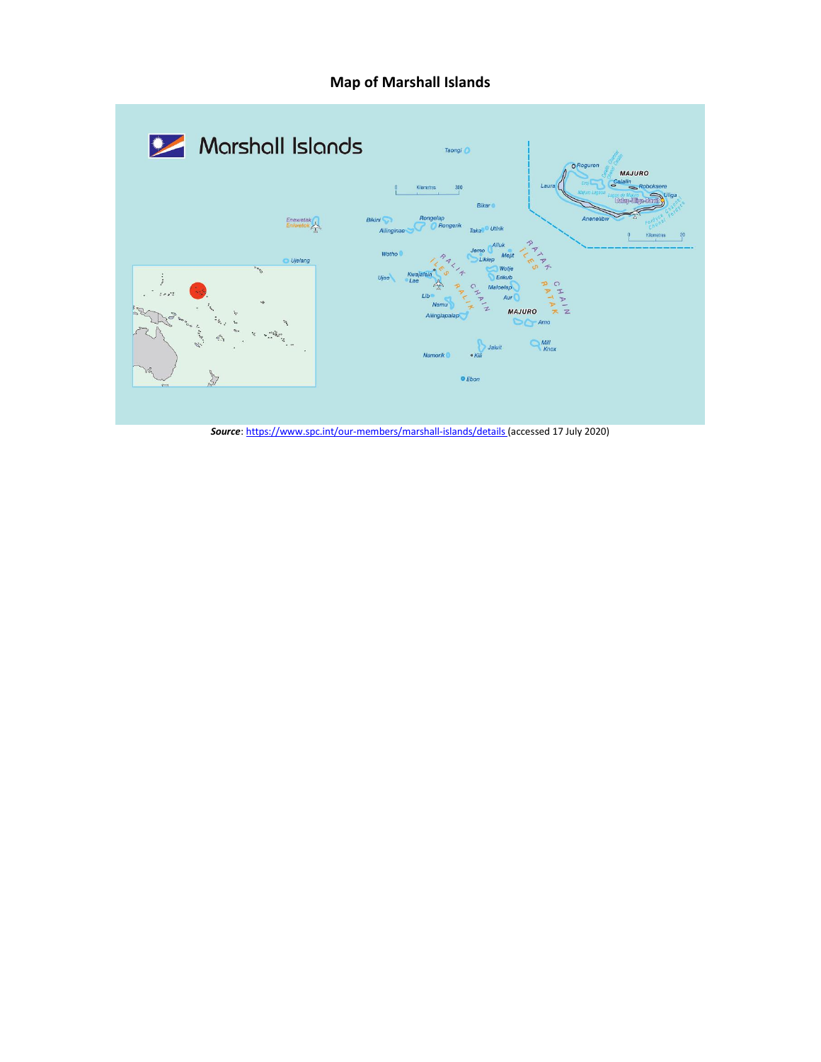# Map of Marshall Islands

***Source***: [https://www.spc.int/our-members/marshall-islands/details](https://www.spc.int/our-members/marshall-islands/details) (accessed 17 July 2020)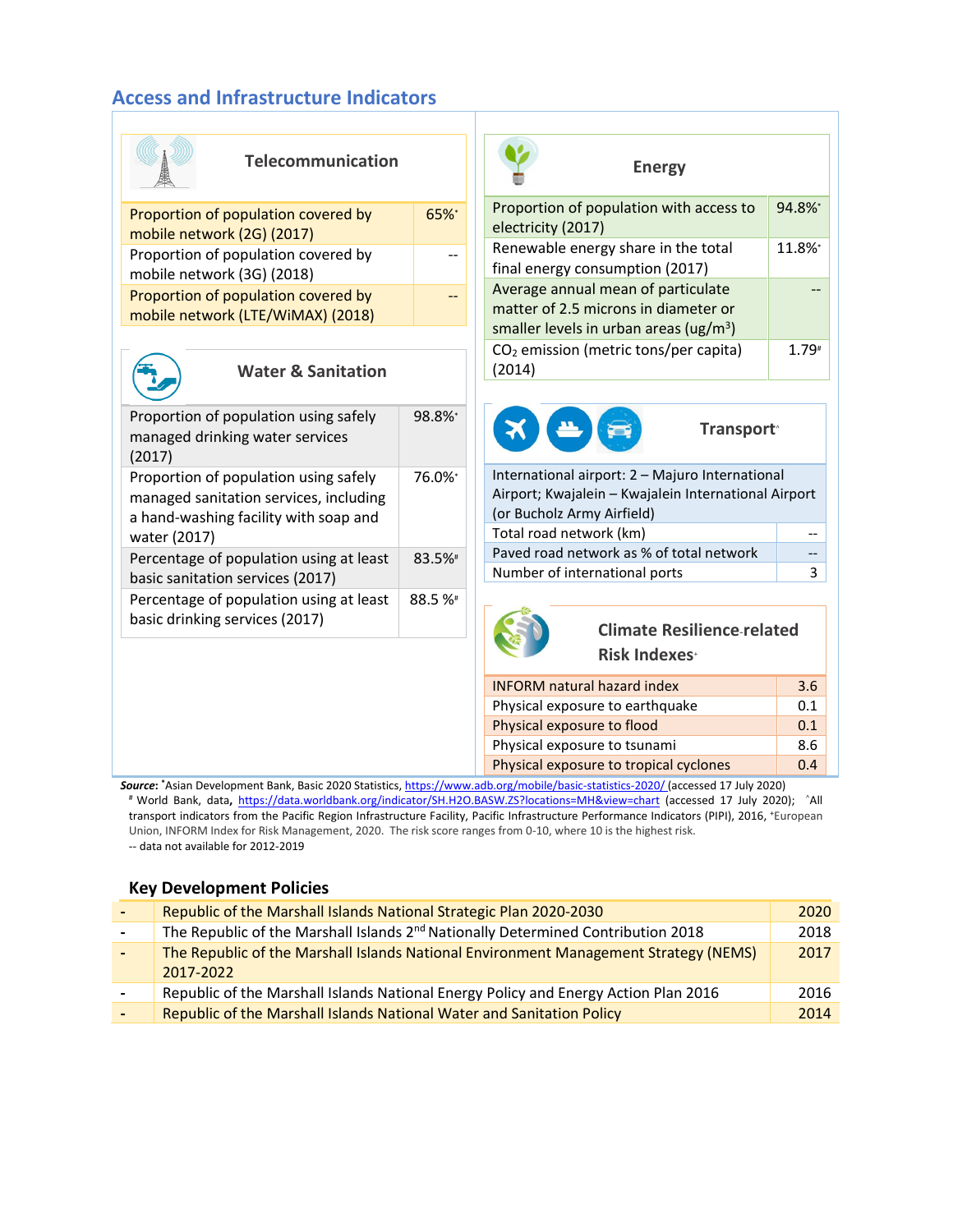## Access and Infrastructure Indicators

### Telecommunication

| | |
|---|---|
| Proportion of population covered by mobile network (2G) (2017) | 65%* |
| Proportion of population covered by mobile network (3G) (2018) | -- |
| Proportion of population covered by mobile network (LTE/WiMAX) (2018) | -- |

### Water & Sanitation

| | |
|---|---|
| Proportion of population using safely managed drinking water services (2017) | 98.8%* |
| Proportion of population using safely managed sanitation services, including a hand-washing facility with soap and water (2017) | 76.0%* |
| Percentage of population using at least basic sanitation services (2017) | 83.5%# |
| Percentage of population using at least basic drinking services (2017) | 88.5 %# |

### Energy

| | |
|---|---|
| Proportion of population with access to electricity (2017) | 94.8%* |
| Renewable energy share in the total final energy consumption (2017) | 11.8%* |
| Average annual mean of particulate matter of 2.5 microns in diameter or smaller levels in urban areas (ug/m$^3$) | -- |
| $CO_2$ emission (metric tons/per capita) (2014) | 1.79# |

### Transport^

| | |
|---|---|
| International airport: 2 – Majuro International Airport; Kwajalein – Kwajalein International Airport (or Bucholz Army Airfield) | |
| Total road network (km) | -- |
| Paved road network as % of total network | -- |
| Number of international ports | 3 |

### Climate Resilience-related Risk Indexes+

| | |
|---|---|
| INFORM natural hazard index | 3.6 |
| Physical exposure to earthquake | 0.1 |
| Physical exposure to flood | 0.1 |
| Physical exposure to tsunami | 8.6 |
| Physical exposure to tropical cyclones | 0.4 |

***Source***: *Asian Development Bank, Basic 2020 Statistics, https://www.adb.org/mobile/basic-statistics-2020/ (accessed 17 July 2020) # World Bank, data, https://data.worldbank.org/indicator/SH.H2O.BASW.ZS?locations=MH&view=chart (accessed 17 July 2020); ^All transport indicators from the Pacific Region Infrastructure Facility, Pacific Infrastructure Performance Indicators (PIPI), 2016, +European Union, INFORM Index for Risk Management, 2020. The risk score ranges from 0-10, where 10 is the highest risk.
-- data not available for 2012-2019

### Key Development Policies

| | | |
|---|---|---|
| - | Republic of the Marshall Islands National Strategic Plan 2020-2030 | 2020 |
| - | The Republic of the Marshall Islands 2nd Nationally Determined Contribution 2018 | 2018 |
| - | The Republic of the Marshall Islands National Environment Management Strategy (NEMS) 2017-2022 | 2017 |
| - | Republic of the Marshall Islands National Energy Policy and Energy Action Plan 2016 | 2016 |
| - | Republic of the Marshall Islands National Water and Sanitation Policy | 2014 |